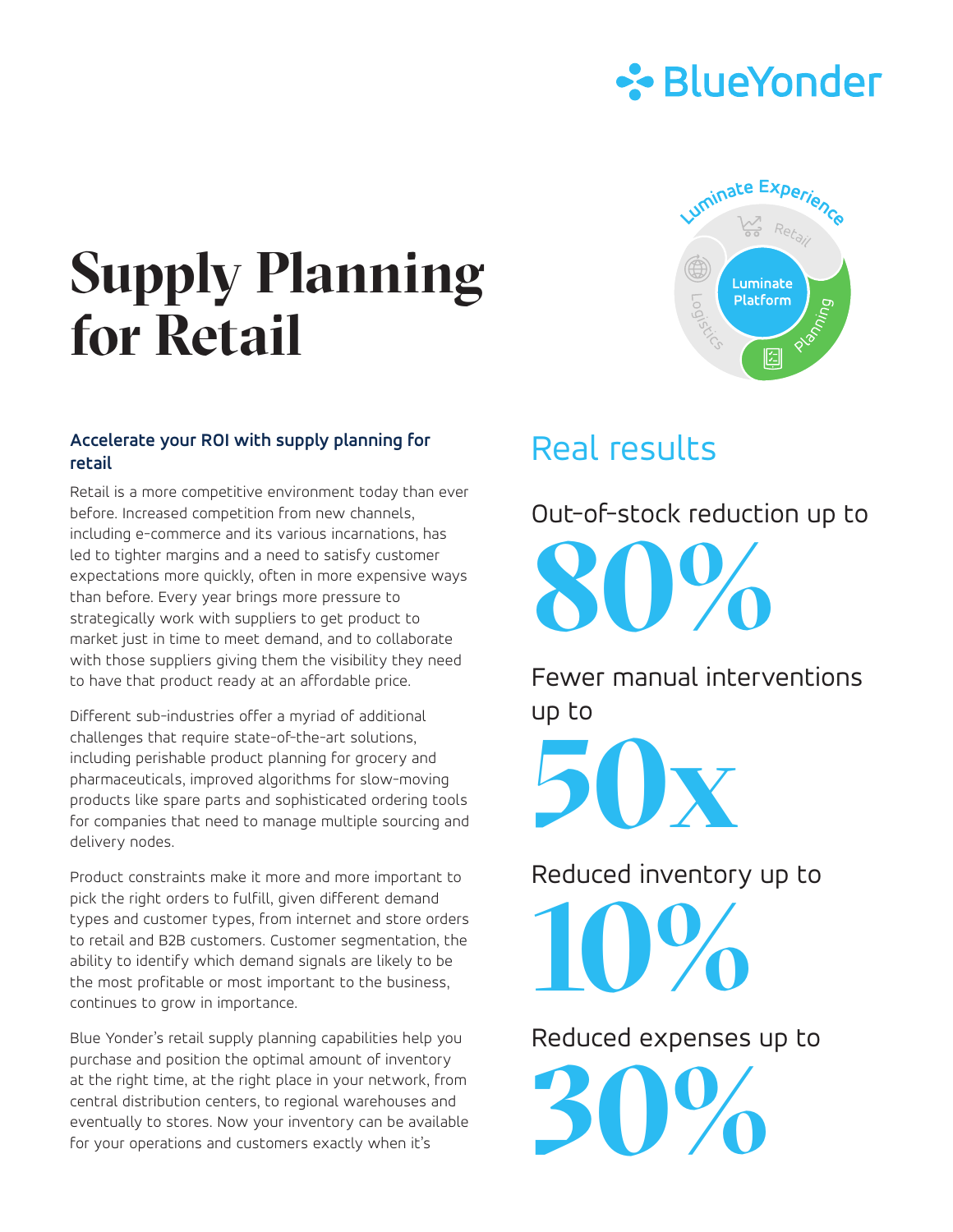# Supply Planning for Retail

### Accelerate your ROI with supply planning for retail

Retail is a more competitive environment today than ever before. Increased competition from new channels, including e-commerce and its various incarnations, has led to tighter margins and a need to satisfy customer expectations more quickly, often in more expensive ways than before. Every year brings more pressure to strategically work with suppliers to get product to market just in time to meet demand, and to collaborate with those suppliers giving them the visibility they need to have that product ready at an affordable price.

Different sub-industries offer a myriad of additional challenges that require state-of-the-art solutions, including perishable product planning for grocery and pharmaceuticals, improved algorithms for slow-moving products like spare parts and sophisticated ordering tools for companies that need to manage multiple sourcing and delivery nodes.

Product constraints make it more and more important to pick the right orders to fulfill, given different demand types and customer types, from internet and store orders to retail and B2B customers. Customer segmentation, the ability to identify which demand signals are likely to be the most profitable or most important to the business, continues to grow in importance.

Blue Yonder's retail supply planning capabilities help you purchase and position the optimal amount of inventory at the right time, at the right place in your network, from central distribution centers, to regional warehouses and eventually to stores. Now your inventory can be available for your operations and customers exactly when it's

## Real results

Out-of-stock reduction up to

**80%**

Fewer manual interventions up to

**50x**

Reduced inventory up to

**10%**

Reduced expenses up to

**30%**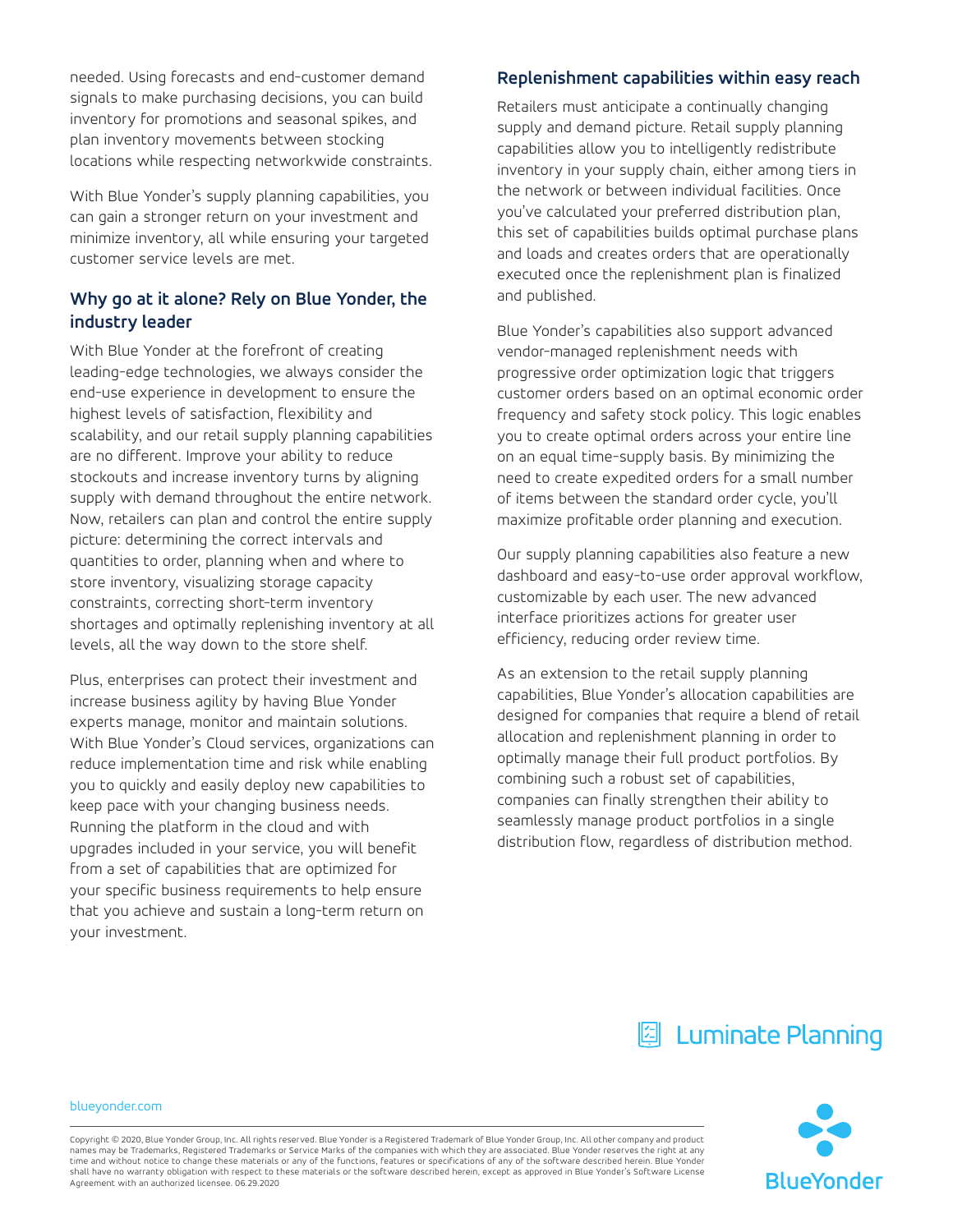needed. Using forecasts and end-customer demand signals to make purchasing decisions, you can build inventory for promotions and seasonal spikes, and plan inventory movements between stocking locations while respecting networkwide constraints.

With Blue Yonder's supply planning capabilities, you can gain a stronger return on your investment and minimize inventory, all while ensuring your targeted customer service levels are met.

## Why go at it alone? Rely on Blue Yonder, the industry leader

With Blue Yonder at the forefront of creating leading-edge technologies, we always consider the end-use experience in development to ensure the highest levels of satisfaction, flexibility and scalability, and our retail supply planning capabilities are no different. Improve your ability to reduce stockouts and increase inventory turns by aligning supply with demand throughout the entire network. Now, retailers can plan and control the entire supply picture: determining the correct intervals and quantities to order, planning when and where to store inventory, visualizing storage capacity constraints, correcting short-term inventory shortages and optimally replenishing inventory at all levels, all the way down to the store shelf.

Plus, enterprises can protect their investment and increase business agility by having Blue Yonder experts manage, monitor and maintain solutions. With Blue Yonder's Cloud services, organizations can reduce implementation time and risk while enabling you to quickly and easily deploy new capabilities to keep pace with your changing business needs. Running the platform in the cloud and with upgrades included in your service, you will benefit from a set of capabilities that are optimized for your specific business requirements to help ensure that you achieve and sustain a long-term return on your investment.

## Replenishment capabilities within easy reach

Retailers must anticipate a continually changing supply and demand picture. Retail supply planning capabilities allow you to intelligently redistribute inventory in your supply chain, either among tiers in the network or between individual facilities. Once you've calculated your preferred distribution plan, this set of capabilities builds optimal purchase plans and loads and creates orders that are operationally executed once the replenishment plan is finalized and published.

Blue Yonder's capabilities also support advanced vendor-managed replenishment needs with progressive order optimization logic that triggers customer orders based on an optimal economic order frequency and safety stock policy. This logic enables you to create optimal orders across your entire line on an equal time-supply basis. By minimizing the need to create expedited orders for a small number of items between the standard order cycle, you'll maximize profitable order planning and execution.

Our supply planning capabilities also feature a new dashboard and easy-to-use order approval workflow, customizable by each user. The new advanced interface prioritizes actions for greater user efficiency, reducing order review time.

As an extension to the retail supply planning capabilities, Blue Yonder's allocation capabilities are designed for companies that require a blend of retail allocation and replenishment planning in order to optimally manage their full product portfolios. By combining such a robust set of capabilities, companies can finally strengthen their ability to seamlessly manage product portfolios in a single distribution flow, regardless of distribution method.

Luminate Planning

blueyonder.com

Copyright © 2020, Blue Yonder Group, Inc. All rights reserved. Blue Yonder is a Registered Trademark of Blue Yonder Group, Inc. All other company and product names may be Trademarks, Registered Trademarks or Service Marks of the companies with which they are associated. Blue Yonder reserves the right at any time and without notice to change these materials or any of the functions, features or specifications of any of the software described herein. Blue Yonder shall have no warranty obligation with respect to these materials or the software described herein, except as approved in Blue Yonder's Software License Agreement with an authorized licensee. 06.29.2020

BlueYonder